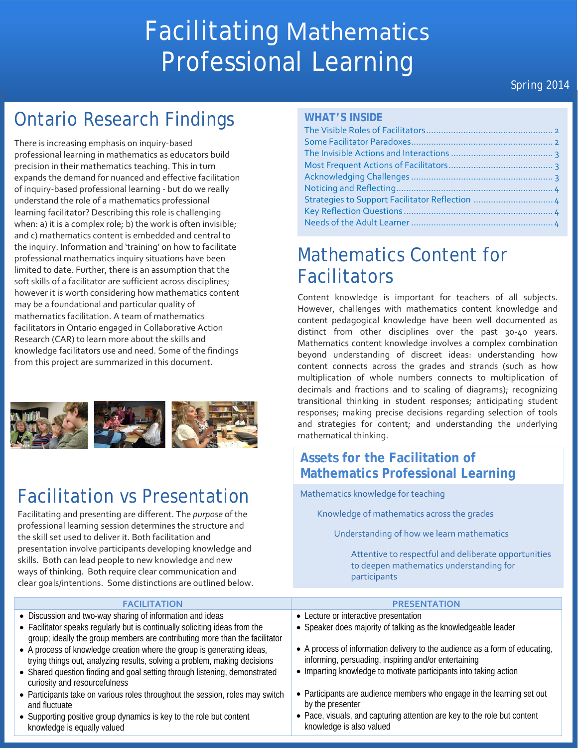# Facilitating Mathematics Professional Learning

Spring 2014

## Ontario Research Findings

There is increasing emphasis on inquiry-based professional learning in mathematics as educators build precision in their mathematics teaching. This in turn expands the demand for nuanced and effective facilitation of inquiry-based professional learning - but do we really understand the role of a mathematics professional learning facilitator? Describing this role is challenging when: a) it is a complex role; b) the work is often invisible; and c) mathematics content is embedded and central to the inquiry. Information and 'training' on how to facilitate professional mathematics inquiry situations have been limited to date. Further, there is an assumption that the soft skills of a facilitator are sufficient across disciplines; however it is worth considering how mathematics content may be a foundational and particular quality of mathematics facilitation. A team of mathematics facilitators in Ontario engaged in Collaborative Action Research (CAR) to learn more about the skills and knowledge facilitators use and need. Some of the findings from this project are summarized in this document.

### WHAT'S INSIDE

- The Visible Roles of Facilitators ........ 2
- Some Facilitator Paradoxes ........ 2
- The Invisible Actions and Interactions ........ 3
- Most Frequent Actions of Facilitators ........ 3
- Acknowledging Challenges ........ 3
- Noticing and Reflecting ........ 4
- Strategies to Support Facilitator Reflection ........ 4
- Key Reflection Questions ........ 4
- Needs of the Adult Learner ........ 4

## Mathematics Content for Facilitators

Content knowledge is important for teachers of all subjects. However, challenges with mathematics content knowledge and content pedagogical knowledge have been well documented as distinct from other disciplines over the past 30-40 years. Mathematics content knowledge involves a complex combination beyond understanding of discreet ideas: understanding how content connects across the grades and strands (such as how multiplication of whole numbers connects to multiplication of decimals and fractions and to scaling of diagrams); recognizing transitional thinking in student responses; anticipating student responses; making precise decisions regarding selection of tools and strategies for content; and understanding the underlying mathematical thinking.

### Assets for the Facilitation of Mathematics Professional Learning

- Mathematics knowledge for teaching
  - Knowledge of mathematics across the grades
    - Understanding of how we learn mathematics
      - Attentive to respectful and deliberate opportunities to deepen mathematics understanding for participants

## Facilitation vs Presentation

Facilitating and presenting are different. The *purpose* of the professional learning session determines the structure and the skill set used to deliver it. Both facilitation and presentation involve participants developing knowledge and skills. Both can lead people to new knowledge and new ways of thinking. Both require clear communication and clear goals/intentions. Some distinctions are outlined below.

| FACILITATION | PRESENTATION |
|---|---|
| • Discussion and two-way sharing of information and ideas | • Lecture or interactive presentation |
| • Facilitator speaks regularly but is continually soliciting ideas from the group; ideally the group members are contributing more than the facilitator | • Speaker does majority of talking as the knowledgeable leader |
| • A process of knowledge creation where the group is generating ideas, trying things out, analyzing results, solving a problem, making decisions | • A process of information delivery to the audience as a form of educating, informing, persuading, inspiring and/or entertaining |
| • Shared question finding and goal setting through listening, demonstrated curiosity and resourcefulness | • Imparting knowledge to motivate participants into taking action |
| • Participants take on various roles throughout the session, roles may switch and fluctuate | • Participants are audience members who engage in the learning set out by the presenter |
| • Supporting positive group dynamics is key to the role but content knowledge is equally valued | • Pace, visuals, and capturing attention are key to the role but content knowledge is also valued |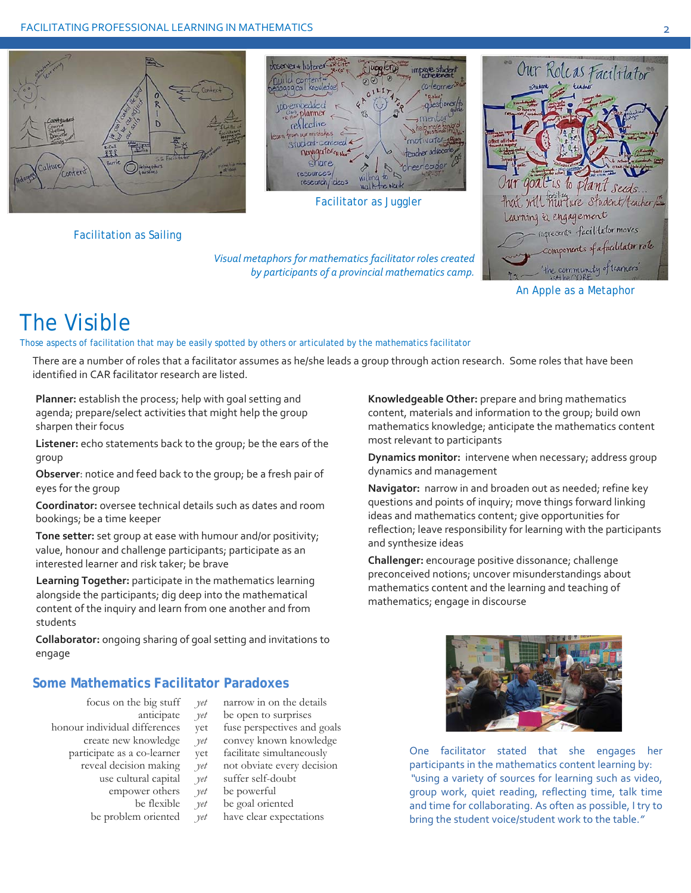Facilitation as Sailing

Facilitator as Juggler

*Visual metaphors for mathematics facilitator roles created by participants of a provincial mathematics camp.*

An Apple as a Metaphor

# The Visible

*Those aspects of facilitation that may be easily spotted by others or articulated by the mathematics facilitator*

There are a number of roles that a facilitator assumes as he/she leads a group through action research. Some roles that have been identified in CAR facilitator research are listed.

**Planner:** establish the process; help with goal setting and agenda; prepare/select activities that might help the group sharpen their focus

**Listener:** echo statements back to the group; be the ears of the group

**Observer**: notice and feed back to the group; be a fresh pair of eyes for the group

**Coordinator:** oversee technical details such as dates and room bookings; be a time keeper

**Tone setter:** set group at ease with humour and/or positivity; value, honour and challenge participants; participate as an interested learner and risk taker; be brave

**Learning Together:** participate in the mathematics learning alongside the participants; dig deep into the mathematical content of the inquiry and learn from one another and from students

**Collaborator:** ongoing sharing of goal setting and invitations to engage

**Knowledgeable Other:** prepare and bring mathematics content, materials and information to the group; build own mathematics knowledge; anticipate the mathematics content most relevant to participants

**Dynamics monitor:** intervene when necessary; address group dynamics and management

**Navigator:** narrow in and broaden out as needed; refine key questions and points of inquiry; move things forward linking ideas and mathematics content; give opportunities for reflection; leave responsibility for learning with the participants and synthesize ideas

**Challenger:** encourage positive dissonance; challenge preconceived notions; uncover misunderstandings about mathematics content and the learning and teaching of mathematics; engage in discourse

## Some Mathematics Facilitator Paradoxes

| | | |
|---|---|---|
| focus on the big stuff | *yet* | narrow in on the details |
| anticipate | *yet* | be open to surprises |
| honour individual differences | yet | fuse perspectives and goals |
| create new knowledge | *yet* | convey known knowledge |
| participate as a co-learner | yet | facilitate simultaneously |
| reveal decision making | *yet* | not obviate every decision |
| use cultural capital | *yet* | suffer self-doubt |
| empower others | *yet* | be powerful |
| be flexible | *yet* | be goal oriented |
| be problem oriented | *yet* | have clear expectations |

One facilitator stated that she engages her participants in the mathematics content learning by: "using a variety of sources for learning such as video, group work, quiet reading, reflecting time, talk time and time for collaborating. As often as possible, I try to bring the student voice/student work to the table."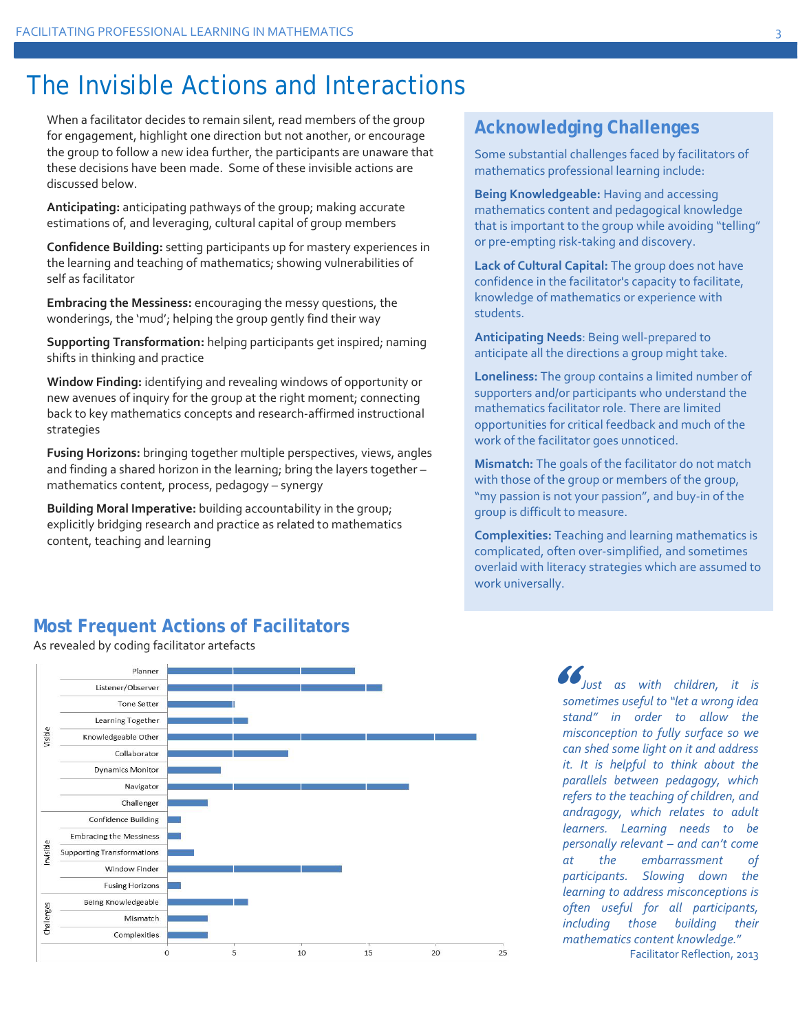# The Invisible Actions and Interactions

When a facilitator decides to remain silent, read members of the group for engagement, highlight one direction but not another, or encourage the group to follow a new idea further, the participants are unaware that these decisions have been made. Some of these invisible actions are discussed below.

**Anticipating:** anticipating pathways of the group; making accurate estimations of, and leveraging, cultural capital of group members

**Confidence Building:** setting participants up for mastery experiences in the learning and teaching of mathematics; showing vulnerabilities of self as facilitator

**Embracing the Messiness:** encouraging the messy questions, the wonderings, the 'mud'; helping the group gently find their way

**Supporting Transformation:** helping participants get inspired; naming shifts in thinking and practice

**Window Finding:** identifying and revealing windows of opportunity or new avenues of inquiry for the group at the right moment; connecting back to key mathematics concepts and research-affirmed instructional strategies

**Fusing Horizons:** bringing together multiple perspectives, views, angles and finding a shared horizon in the learning; bring the layers together – mathematics content, process, pedagogy – synergy

**Building Moral Imperative:** building accountability in the group; explicitly bridging research and practice as related to mathematics content, teaching and learning

## Acknowledging Challenges

Some substantial challenges faced by facilitators of mathematics professional learning include:

**Being Knowledgeable:** Having and accessing mathematics content and pedagogical knowledge that is important to the group while avoiding "telling" or pre-empting risk-taking and discovery.

**Lack of Cultural Capital:** The group does not have confidence in the facilitator's capacity to facilitate, knowledge of mathematics or experience with students.

**Anticipating Needs**: Being well-prepared to anticipate all the directions a group might take.

**Loneliness:** The group contains a limited number of supporters and/or participants who understand the mathematics facilitator role. There are limited opportunities for critical feedback and much of the work of the facilitator goes unnoticed.

**Mismatch:** The goals of the facilitator do not match with those of the group or members of the group, "my passion is not your passion", and buy-in of the group is difficult to measure.

**Complexities:** Teaching and learning mathematics is complicated, often over-simplified, and sometimes overlaid with literacy strategies which are assumed to work universally.

## Most Frequent Actions of Facilitators

As revealed by coding facilitator artefacts

| Category | Action | Frequency (approx.) |
|---|---|---|
| Visible | Planner | 14 |
| Visible | Listener/Observer | 16 |
| Visible | Tone Setter | 5 |
| Visible | Learning Together | 6 |
| Visible | Knowledgeable Other | 23 |
| Visible | Collaborator | 9 |
| Visible | Dynamics Monitor | 4 |
| Visible | Navigator | 18 |
| Visible | Challenger | 3 |
| Invisible | Confidence Building | 1 |
| Invisible | Embracing the Messiness | 1 |
| Invisible | Supporting Transformations | 2 |
| Invisible | Window Finder | 13 |
| Invisible | Fusing Horizons | 1 |
| Challenges | Being Knowledgeable | 6 |
| Challenges | Mismatch | 3 |
| Challenges | Complexities | 3 |

> *"Just as with children, it is sometimes useful to "let a wrong idea stand" in order to allow the misconception to fully surface so we can shed some light on it and address it. It is helpful to think about the parallels between pedagogy, which refers to the teaching of children, and andragogy, which relates to adult learners. Learning needs to be personally relevant – and can't come at the embarrassment of participants. Slowing down the learning to address misconceptions is often useful for all participants, including those building their mathematics content knowledge."*
>
> Facilitator Reflection, 2013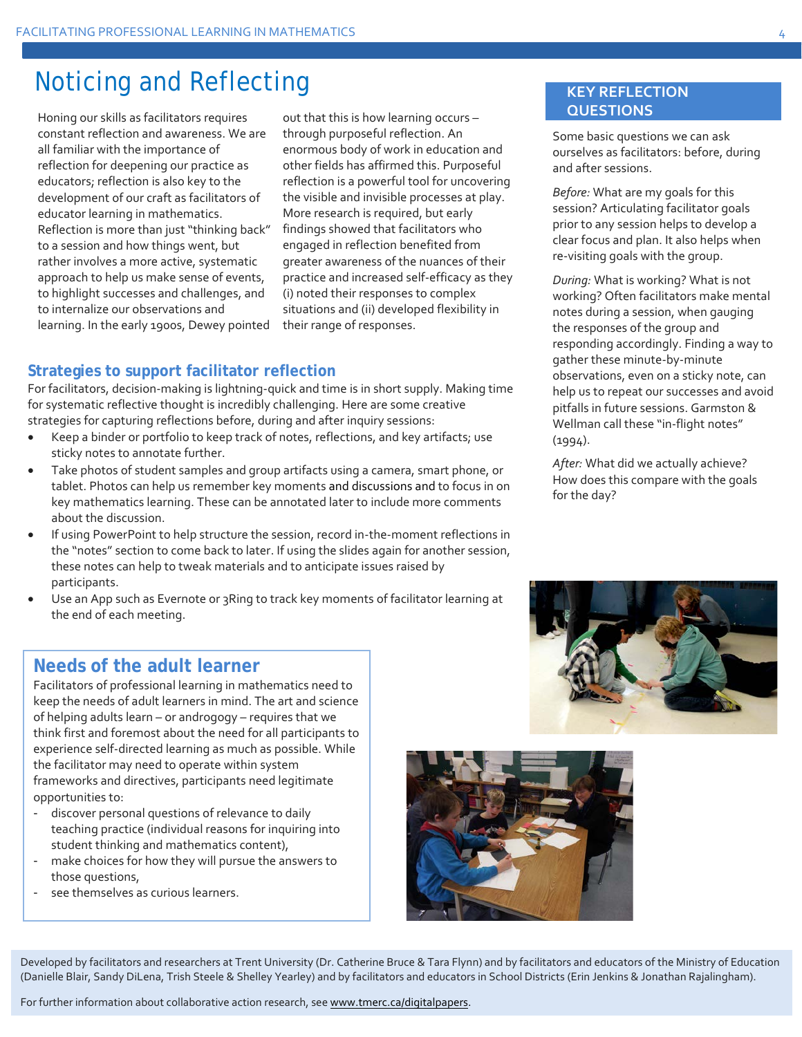# Noticing and Reflecting

Honing our skills as facilitators requires constant reflection and awareness. We are all familiar with the importance of reflection for deepening our practice as educators; reflection is also key to the development of our craft as facilitators of educator learning in mathematics. Reflection is more than just "thinking back" to a session and how things went, but rather involves a more active, systematic approach to help us make sense of events, to highlight successes and challenges, and to internalize our observations and learning. In the early 1900s, Dewey pointed out that this is how learning occurs – through purposeful reflection. An enormous body of work in education and other fields has affirmed this. Purposeful reflection is a powerful tool for uncovering the visible and invisible processes at play. More research is required, but early findings showed that facilitators who engaged in reflection benefited from greater awareness of the nuances of their practice and increased self-efficacy as they (i) noted their responses to complex situations and (ii) developed flexibility in their range of responses.

## Strategies to support facilitator reflection

For facilitators, decision-making is lightning-quick and time is in short supply. Making time for systematic reflective thought is incredibly challenging. Here are some creative strategies for capturing reflections before, during and after inquiry sessions:

- Keep a binder or portfolio to keep track of notes, reflections, and key artifacts; use sticky notes to annotate further.
- Take photos of student samples and group artifacts using a camera, smart phone, or tablet. Photos can help us remember key moments and discussions and to focus in on key mathematics learning. These can be annotated later to include more comments about the discussion.
- If using PowerPoint to help structure the session, record in-the-moment reflections in the "notes" section to come back to later. If using the slides again for another session, these notes can help to tweak materials and to anticipate issues raised by participants.
- Use an App such as Evernote or 3Ring to track key moments of facilitator learning at the end of each meeting.

## Needs of the adult learner

Facilitators of professional learning in mathematics need to keep the needs of adult learners in mind. The art and science of helping adults learn – or androgogy – requires that we think first and foremost about the need for all participants to experience self-directed learning as much as possible. While the facilitator may need to operate within system frameworks and directives, participants need legitimate opportunities to:

- discover personal questions of relevance to daily teaching practice (individual reasons for inquiring into student thinking and mathematics content),
- make choices for how they will pursue the answers to those questions,
- see themselves as curious learners.

## KEY REFLECTION QUESTIONS

Some basic questions we can ask ourselves as facilitators: before, during and after sessions.

*Before:* What are my goals for this session? Articulating facilitator goals prior to any session helps to develop a clear focus and plan. It also helps when re-visiting goals with the group.

*During:* What is working? What is not working? Often facilitators make mental notes during a session, when gauging the responses of the group and responding accordingly. Finding a way to gather these minute-by-minute observations, even on a sticky note, can help us to repeat our successes and avoid pitfalls in future sessions. Garmston & Wellman call these "in-flight notes" (1994).

*After:* What did we actually achieve? How does this compare with the goals for the day?

Developed by facilitators and researchers at Trent University (Dr. Catherine Bruce & Tara Flynn) and by facilitators and educators of the Ministry of Education (Danielle Blair, Sandy DiLena, Trish Steele & Shelley Yearley) and by facilitators and educators in School Districts (Erin Jenkins & Jonathan Rajalingham).

For further information about collaborative action research, see www.tmerc.ca/digitalpapers.